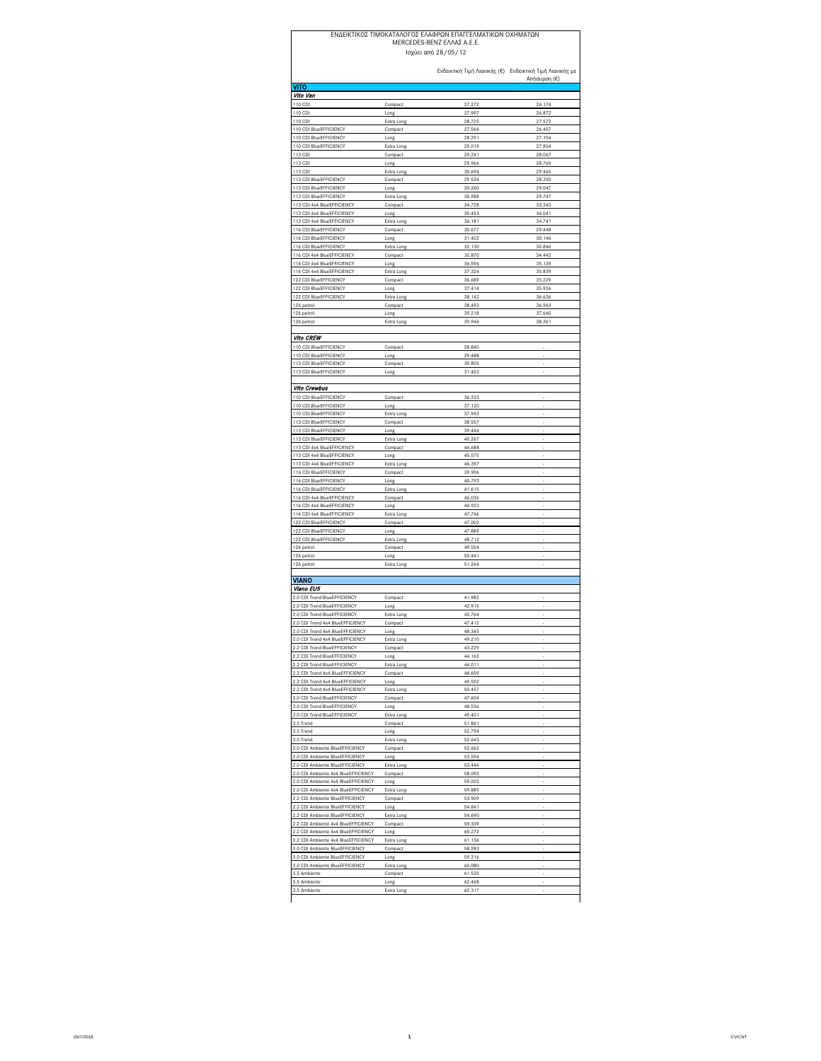# ΕΝΔΕΙΚΤΙΚΟΣ ΤΙΜΟΚΑΤΑΛΟΓΟΣ ΕΛΑΦΡΩΝ ΕΠΑΓΓΕΛΜΑΤΙΚΩΝ ΟΧΗΜΑΤΩΝ

MERCEDES-BENZ ΕΛΛΑΣ Α.Ε.Ε.

Ισχύει από 28/05/12

| | | Ενδεικτική Τιμή Λιανικής (€) | Ενδεικτική Τιμή Λιανικής με Απόσυρση (€) |
|---|---|---|---|
| **VITO** | | | |
| ***Vito Van*** | | | |
| 110 CDI | Compact | 27.272 | 26.174 |
| 110 CDI | Long | 27.997 | 26.872 |
| 110 CDI | Extra Long | 28.725 | 27.572 |
| 110 CDI BlueEFFICIENCY | Compact | 27.566 | 26.457 |
| 110 CDI BlueEFFICIENCY | Long | 28.291 | 27.154 |
| 110 CDI BlueEFFICIENCY | Extra Long | 29.019 | 27.854 |
| 113 CDI | Compact | 29.241 | 28.067 |
| 113 CDI | Long | 29.966 | 28.765 |
| 113 CDI | Extra Long | 30.694 | 29.465 |
| 113 CDI BlueEFFICIENCY | Compact | 29.534 | 28.350 |
| 113 CDI BlueEFFICIENCY | Long | 30.260 | 29.047 |
| 113 CDI BlueEFFICIENCY | Extra Long | 30.988 | 29.747 |
| 113 CDI 4x4 BlueEFFICIENCY | Compact | 34.728 | 33.343 |
| 113 CDI 4x4 BlueEFFICIENCY | Long | 35.453 | 34.041 |
| 113 CDI 4x4 BlueEFFICIENCY | Extra Long | 36.181 | 34.741 |
| 116 CDI BlueEFFICIENCY | Compact | 30.677 | 29.448 |
| 116 CDI BlueEFFICIENCY | Long | 31.402 | 30.146 |
| 116 CDI BlueEFFICIENCY | Extra Long | 32.130 | 30.846 |
| 116 CDI 4x4 BlueEFFICIENCY | Compact | 35.870 | 34.442 |
| 116 CDI 4x4 BlueEFFICIENCY | Long | 36.596 | 35.139 |
| 116 CDI 4x4 BlueEFFICIENCY | Extra Long | 37.324 | 35.839 |
| 122 CDI BlueEFFICIENCY | Compact | 36.689 | 35.229 |
| 122 CDI BlueEFFICIENCY | Long | 37.414 | 35.926 |
| 122 CDI BlueEFFICIENCY | Extra Long | 38.142 | 36.626 |
| 126 petrol | Compact | 38.493 | 36.963 |
| 126 petrol | Long | 39.218 | 37.660 |
| 126 petrol | Extra Long | 39.946 | 38.361 |
| ***Vito CREW*** | | | |
| 110 CDI BlueEFFICIENCY | Compact | 28.840 | - |
| 110 CDI BlueEFFICIENCY | Long | 29.488 | - |
| 113 CDI BlueEFFICIENCY | Compact | 30.805 | - |
| 113 CDI BlueEFFICIENCY | Long | 31.453 | - |
| ***Vito Crewbus*** | | | |
| 110 CDI BlueEFFICIENCY | Compact | 36.233 | - |
| 110 CDI BlueEFFICIENCY | Long | 37.120 | - |
| 110 CDI BlueEFFICIENCY | Extra Long | 37.943 | - |
| 113 CDI BlueEFFICIENCY | Compact | 38.557 | - |
| 113 CDI BlueEFFICIENCY | Long | 39.444 | - |
| 113 CDI BlueEFFICIENCY | Extra Long | 40.267 | - |
| 113 CDI 4x4 BlueEFFICIENCY | Compact | 44.688 | - |
| 113 CDI 4x4 BlueEFFICIENCY | Long | 45.575 | - |
| 113 CDI 4x4 BlueEFFICIENCY | Extra Long | 46.397 | - |
| 116 CDI BlueEFFICIENCY | Compact | 39.906 | - |
| 116 CDI BlueEFFICIENCY | Long | 40.793 | - |
| 116 CDI BlueEFFICIENCY | Extra Long | 41.615 | - |
| 116 CDI 4x4 BlueEFFICIENCY | Compact | 46.036 | - |
| 116 CDI 4x4 BlueEFFICIENCY | Long | 46.923 | - |
| 116 CDI 4x4 BlueEFFICIENCY | Extra Long | 47.746 | - |
| 122 CDI BlueEFFICIENCY | Compact | 47.002 | - |
| 122 CDI BlueEFFICIENCY | Long | 47.889 | - |
| 122 CDI BlueEFFICIENCY | Extra Long | 48.712 | - |
| 126 petrol | Compact | 49.554 | - |
| 126 petrol | Long | 50.441 | - |
| 126 petrol | Extra Long | 51.264 | - |
| **VIANO** | | | |
| ***Viano EU5*** | | | |
| 2.0 CDI Trend BlueEFFICIENCY | Compact | 41.982 | - |
| 2.0 CDI Trend BlueEFFICIENCY | Long | 42.915 | - |
| 2.0 CDI Trend BlueEFFICIENCY | Extra Long | 42.764 | - |
| 2.0 CDI Trend 4x4 BlueEFFICIENCY | Compact | 47.412 | - |
| 2.0 CDI Trend 4x4 BlueEFFICIENCY | Long | 48.345 | - |
| 2.0 CDI Trend 4x4 BlueEFFICIENCY | Extra Long | 49.210 | - |
| 2.2 CDI Trend BlueEFFICIENCY | Compact | 43.229 | - |
| 2.2 CDI Trend BlueEFFICIENCY | Long | 44.162 | - |
| 2.2 CDI Trend BlueEFFICIENCY | Extra Long | 44.011 | - |
| 2.2 CDI Trend 4x4 BlueEFFICIENCY | Compact | 48.659 | - |
| 2.2 CDI Trend 4x4 BlueEFFICIENCY | Long | 49.592 | - |
| 2.2 CDI Trend 4x4 BlueEFFICIENCY | Extra Long | 50.457 | - |
| 3.0 CDI Trend BlueEFFICIENCY | Compact | 47.604 | - |
| 3.0 CDI Trend BlueEFFICIENCY | Long | 48.536 | - |
| 3.0 CDI Trend BlueEFFICIENCY | Extra Long | 49.401 | - |
| 3.5 Trend | Compact | 51.861 | - |
| 3.5 Trend | Long | 52.794 | - |
| 3.5 Trend | Extra Long | 52.643 | - |
| 2.0 CDI Ambiente BlueEFFICIENCY | Compact | 52.662 | - |
| 2.0 CDI Ambiente BlueEFFICIENCY | Long | 53.594 | - |
| 2.0 CDI Ambiente BlueEFFICIENCY | Extra Long | 53.444 | - |
| 2.0 CDI Ambiente 4x4 BlueEFFICIENCY | Compact | 58.092 | - |
| 2.0 CDI Ambiente 4x4 BlueEFFICIENCY | Long | 59.025 | - |
| 2.0 CDI Ambiente 4x4 BlueEFFICIENCY | Extra Long | 59.889 | - |
| 2.2 CDI Ambiente BlueEFFICIENCY | Compact | 53.909 | - |
| 2.2 CDI Ambiente BlueEFFICIENCY | Long | 54.841 | - |
| 2.2 CDI Ambiente BlueEFFICIENCY | Extra Long | 54.690 | - |
| 2.2 CDI Ambiente 4x4 BlueEFFICIENCY | Compact | 59.339 | - |
| 2.2 CDI Ambiente 4x4 BlueEFFICIENCY | Long | 60.272 | - |
| 2.2 CDI Ambiente 4x4 BlueEFFICIENCY | Extra Long | 61.136 | - |
| 3.0 CDI Ambiente BlueEFFICIENCY | Compact | 58.283 | - |
| 3.0 CDI Ambiente BlueEFFICIENCY | Long | 59.216 | - |
| 3.0 CDI Ambiente BlueEFFICIENCY | Extra Long | 60.080 | - |
| 3.5 Ambiente | Compact | 61.535 | - |
| 3.5 Ambiente | Long | 62.468 | - |
| 3.5 Ambiente | Extra Long | 62.317 | - |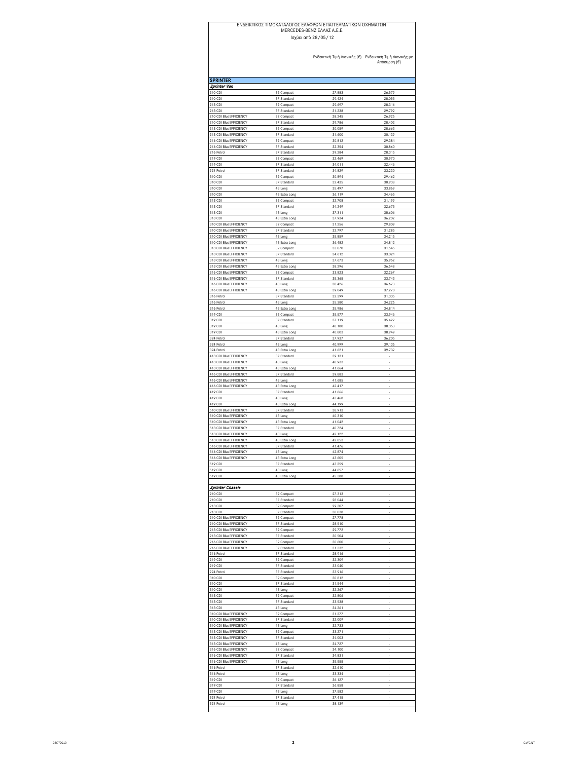# ΕΝΔΕΙΚΤΙΚΟΣ ΤΙΜΟΚΑΤΑΛΟΓΟΣ ΕΛΑΦΡΩΝ ΕΠΑΓΓΕΛΜΑΤΙΚΩΝ ΟΧΗΜΑΤΩΝ
## MERCEDES-BENZ ΕΛΛΑΣ Α.Ε.Ε.
Ισχύει από 28/05/12

| | | Ενδεικτική Τιμή Λιανικής (€) | Ενδεικτική Τιμή Λιανικής με Απόσυρση (€) |
|---|---|---|---|
| **SPRINTER** | | | |
| ***Sprinter Van*** | | | |
| 210 CDI | 32 Compact | 27.883 | 26.579 |
| 210 CDI | 37 Standard | 29.424 | 28.055 |
| 213 CDI | 32 Compact | 29.697 | 28.316 |
| 213 CDI | 37 Standard | 31.238 | 29.792 |
| 210 CDI BlueEFFICIENCY | 32 Compact | 28.245 | 26.926 |
| 210 CDI BlueEFFICIENCY | 37 Standard | 29.786 | 28.402 |
| 213 CDI BlueEFFICIENCY | 32 Compact | 30.059 | 28.663 |
| 213 CDI BlueEFFICIENCY | 37 Standard | 31.600 | 30.139 |
| 216 CDI BlueEFFICIENCY | 32 Compact | 30.812 | 29.384 |
| 216 CDI BlueEFFICIENCY | 37 Standard | 32.354 | 30.860 |
| 216 Petrol | 37 Standard | 29.284 | 28.315 |
| 219 CDI | 32 Compact | 32.469 | 30.970 |
| 219 CDI | 37 Standard | 34.011 | 32.446 |
| 224 Petrol | 37 Standard | 34.829 | 33.230 |
| 310 CDI | 32 Compact | 30.894 | 29.462 |
| 310 CDI | 37 Standard | 32.435 | 30.938 |
| 310 CDI | 43 Long | 35.497 | 33.869 |
| 310 CDI | 43 Extra Long | 36.119 | 34.465 |
| 313 CDI | 32 Compact | 32.708 | 31.199 |
| 313 CDI | 37 Standard | 34.249 | 32.675 |
| 313 CDI | 43 Long | 37.311 | 35.606 |
| 313 CDI | 43 Extra Long | 37.934 | 36.202 |
| 310 CDI BlueEFFICIENCY | 32 Compact | 31.256 | 29.809 |
| 310 CDI BlueEFFICIENCY | 37 Standard | 32.797 | 31.285 |
| 310 CDI BlueEFFICIENCY | 43 Long | 35.859 | 34.215 |
| 310 CDI BlueEFFICIENCY | 43 Extra Long | 36.482 | 34.812 |
| 313 CDI BlueEFFICIENCY | 32 Compact | 33.070 | 31.545 |
| 313 CDI BlueEFFICIENCY | 37 Standard | 34.612 | 33.021 |
| 313 CDI BlueEFFICIENCY | 43 Long | 37.673 | 35.952 |
| 313 CDI BlueEFFICIENCY | 43 Extra Long | 38.296 | 36.548 |
| 316 CDI BlueEFFICIENCY | 32 Compact | 33.823 | 32.267 |
| 316 CDI BlueEFFICIENCY | 37 Standard | 35.365 | 33.743 |
| 316 CDI BlueEFFICIENCY | 43 Long | 38.426 | 36.673 |
| 316 CDI BlueEFFICIENCY | 43 Extra Long | 39.049 | 37.270 |
| 316 Petrol | 37 Standard | 32.399 | 31.335 |
| 316 Petrol | 43 Long | 35.380 | 34.226 |
| 316 Petrol | 43 Extra Long | 35.986 | 34.814 |
| 319 CDI | 32 Compact | 35.577 | 33.946 |
| 319 CDI | 37 Standard | 37.119 | 35.422 |
| 319 CDI | 43 Long | 40.180 | 38.353 |
| 319 CDI | 43 Extra Long | 40.803 | 38.949 |
| 324 Petrol | 37 Standard | 37.937 | 36.205 |
| 324 Petrol | 43 Long | 40.999 | 39.136 |
| 324 Petrol | 43 Extra Long | 41.621 | 39.732 |
| 413 CDI BlueEFFICIENCY | 37 Standard | 39.131 | - |
| 413 CDI BlueEFFICIENCY | 43 Long | 40.933 | - |
| 413 CDI BlueEFFICIENCY | 43 Extra Long | 41.664 | - |
| 416 CDI BlueEFFICIENCY | 37 Standard | 39.883 | - |
| 416 CDI BlueEFFICIENCY | 43 Long | 41.685 | - |
| 416 CDI BlueEFFICIENCY | 43 Extra Long | 42.417 | - |
| 419 CDI | 37 Standard | 41.666 | - |
| 419 CDI | 43 Long | 43.468 | - |
| 419 CDI | 43 Extra Long | 44.199 | - |
| 510 CDI BlueEFFICIENCY | 37 Standard | 38.913 | - |
| 510 CDI BlueEFFICIENCY | 43 Long | 40.310 | - |
| 510 CDI BlueEFFICIENCY | 43 Extra Long | 41.042 | - |
| 513 CDI BlueEFFICIENCY | 37 Standard | 40.724 | - |
| 513 CDI BlueEFFICIENCY | 43 Long | 42.122 | - |
| 513 CDI BlueEFFICIENCY | 43 Extra Long | 42.853 | - |
| 516 CDI BlueEFFICIENCY | 37 Standard | 41.476 | - |
| 516 CDI BlueEFFICIENCY | 43 Long | 42.874 | - |
| 516 CDI BlueEFFICIENCY | 43 Extra Long | 43.605 | - |
| 519 CDI | 37 Standard | 43.259 | - |
| 519 CDI | 43 Long | 44.657 | - |
| 519 CDI | 43 Extra Long | 45.388 | - |
| ***Sprinter Chassis*** | | | |
| 210 CDI | 32 Compact | 27.313 | - |
| 210 CDI | 37 Standard | 28.044 | - |
| 213 CDI | 32 Compact | 29.307 | - |
| 213 CDI | 37 Standard | 30.038 | - |
| 210 CDI BlueEFFICIENCY | 32 Compact | 27.778 | - |
| 210 CDI BlueEFFICIENCY | 37 Standard | 28.510 | - |
| 213 CDI BlueEFFICIENCY | 32 Compact | 29.772 | - |
| 213 CDI BlueEFFICIENCY | 37 Standard | 30.504 | - |
| 216 CDI BlueEFFICIENCY | 32 Compact | 30.600 | - |
| 216 CDI BlueEFFICIENCY | 37 Standard | 31.332 | - |
| 216 Petrol | 37 Standard | 28.916 | - |
| 219 CDI | 32 Compact | 32.309 | - |
| 219 CDI | 37 Standard | 33.040 | - |
| 224 Petrol | 37 Standard | 33.916 | - |
| 310 CDI | 32 Compact | 30.812 | - |
| 310 CDI | 37 Standard | 31.544 | - |
| 310 CDI | 43 Long | 32.267 | - |
| 313 CDI | 32 Compact | 32.806 | - |
| 313 CDI | 37 Standard | 33.538 | - |
| 313 CDI | 43 Long | 34.261 | - |
| 310 CDI BlueEFFICIENCY | 32 Compact | 31.277 | - |
| 310 CDI BlueEFFICIENCY | 37 Standard | 32.009 | - |
| 310 CDI BlueEFFICIENCY | 43 Long | 32.733 | - |
| 313 CDI BlueEFFICIENCY | 32 Compact | 33.271 | - |
| 313 CDI BlueEFFICIENCY | 37 Standard | 34.003 | - |
| 313 CDI BlueEFFICIENCY | 43 Long | 34.727 | - |
| 316 CDI BlueEFFICIENCY | 32 Compact | 34.100 | - |
| 316 CDI BlueEFFICIENCY | 37 Standard | 34.831 | - |
| 316 CDI BlueEFFICIENCY | 43 Long | 35.555 | - |
| 316 Petrol | 37 Standard | 32.610 | - |
| 316 Petrol | 43 Long | 33.334 | - |
| 319 CDI | 32 Compact | 36.127 | - |
| 319 CDI | 37 Standard | 36.858 | - |
| 319 CDI | 43 Long | 37.582 | - |
| 324 Petrol | 37 Standard | 37.415 | - |
| 324 Petrol | 43 Long | 38.139 | - |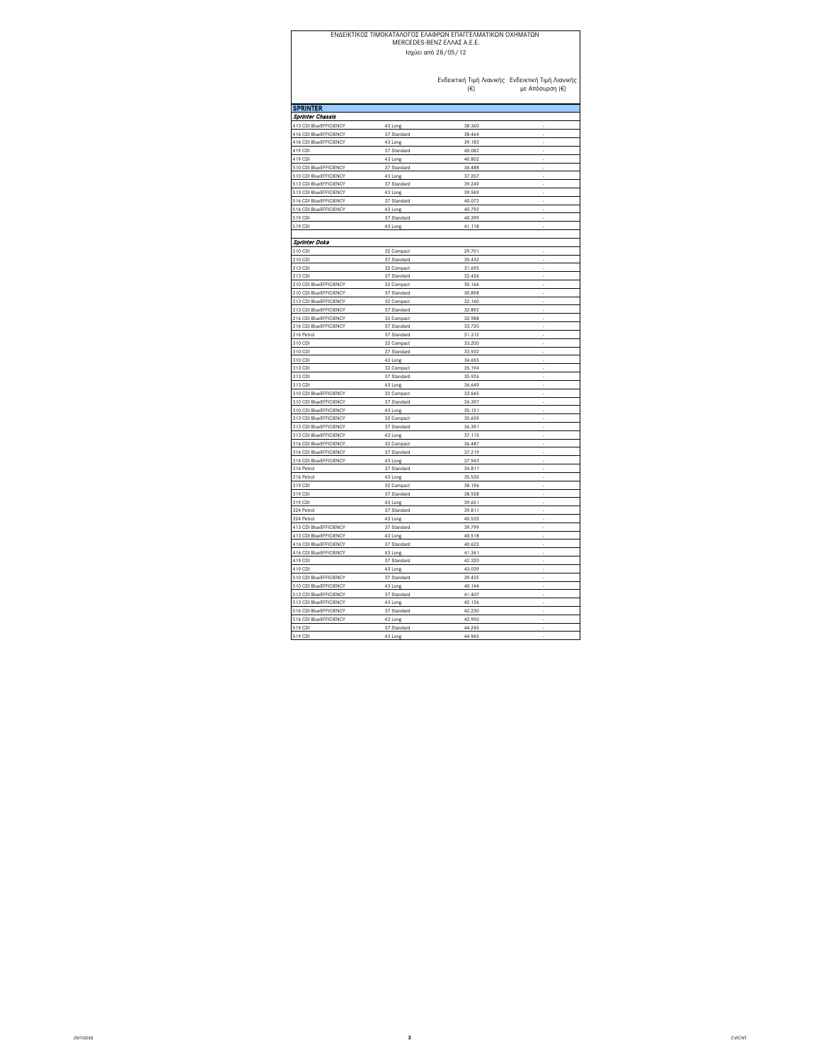ΕΝΔΕΙΚΤΙΚΟΣ ΤΙΜΟΚΑΤΑΛΟΓΟΣ ΕΛΑΦΡΩΝ ΕΠΑΓΓΕΛΜΑΤΙΚΩΝ ΟΧΗΜΑΤΩΝ
MERCEDES-BENZ ΕΛΛΑΣ Α.Ε.Ε.
Ισχύει από 28/05/12

| | | Ενδεικτική Τιμή Λιανικής (€) | Ενδεικτική Τιμή Λιανικής με Απόσυρση (€) |
|---|---|---|---|
| **SPRINTER** | | | |
| ***Sprinter Chassis*** | | | |
| 413 CDI BlueEFFICIENCY | 43 Long | 38.360 | - |
| 416 CDI BlueEFFICIENCY | 37 Standard | 38.464 | - |
| 416 CDI BlueEFFICIENCY | 43 Long | 39.183 | - |
| 419 CDI | 37 Standard | 40.082 | - |
| 419 CDI | 43 Long | 40.802 | - |
| 510 CDI BlueEFFICIENCY | 37 Standard | 36.488 | - |
| 510 CDI BlueEFFICIENCY | 43 Long | 37.207 | - |
| 513 CDI BlueEFFICIENCY | 37 Standard | 39.249 | - |
| 513 CDI BlueEFFICIENCY | 43 Long | 39.969 | - |
| 516 CDI BlueEFFICIENCY | 37 Standard | 40.072 | - |
| 516 CDI BlueEFFICIENCY | 43 Long | 40.792 | - |
| 519 CDI | 37 Standard | 40.399 | - |
| 519 CDI | 43 Long | 41.118 | - |
| ***Sprinter Doka*** | | | |
| 210 CDI | 32 Compact | 29.701 | - |
| 210 CDI | 37 Standard | 30.432 | - |
| 213 CDI | 32 Compact | 31.695 | - |
| 213 CDI | 37 Standard | 32.426 | - |
| 210 CDI BlueEFFICIENCY | 32 Compact | 30.166 | - |
| 210 CDI BlueEFFICIENCY | 37 Standard | 30.898 | - |
| 213 CDI BlueEFFICIENCY | 32 Compact | 32.160 | - |
| 213 CDI BlueEFFICIENCY | 37 Standard | 32.892 | - |
| 216 CDI BlueEFFICIENCY | 32 Compact | 32.988 | - |
| 216 CDI BlueEFFICIENCY | 37 Standard | 33.720 | - |
| 216 Petrol | 37 Standard | 31.312 | - |
| 310 CDI | 32 Compact | 33.200 | - |
| 310 CDI | 37 Standard | 33.932 | - |
| 310 CDI | 43 Long | 34.655 | - |
| 313 CDI | 32 Compact | 35.194 | - |
| 313 CDI | 37 Standard | 35.926 | - |
| 313 CDI | 43 Long | 36.649 | - |
| 310 CDI BlueEFFICIENCY | 32 Compact | 33.665 | - |
| 310 CDI BlueEFFICIENCY | 37 Standard | 34.397 | - |
| 310 CDI BlueEFFICIENCY | 43 Long | 35.121 | - |
| 313 CDI BlueEFFICIENCY | 32 Compact | 35.659 | - |
| 313 CDI BlueEFFICIENCY | 37 Standard | 36.391 | - |
| 313 CDI BlueEFFICIENCY | 43 Long | 37.115 | - |
| 316 CDI BlueEFFICIENCY | 32 Compact | 36.487 | - |
| 316 CDI BlueEFFICIENCY | 37 Standard | 37.219 | - |
| 316 CDI BlueEFFICIENCY | 43 Long | 37.943 | - |
| 316 Petrol | 37 Standard | 34.811 | - |
| 316 Petrol | 43 Long | 35.535 | - |
| 319 CDI | 32 Compact | 38.196 | - |
| 319 CDI | 37 Standard | 38.928 | - |
| 319 CDI | 43 Long | 39.651 | - |
| 324 Petrol | 37 Standard | 39.811 | - |
| 324 Petrol | 43 Long | 40.535 | - |
| 413 CDI BlueEFFICIENCY | 37 Standard | 39.799 | - |
| 413 CDI BlueEFFICIENCY | 43 Long | 40.518 | - |
| 416 CDI BlueEFFICIENCY | 37 Standard | 40.622 | - |
| 416 CDI BlueEFFICIENCY | 43 Long | 41.341 | - |
| 419 CDI | 37 Standard | 42.320 | - |
| 419 CDI | 43 Long | 43.039 | - |
| 510 CDI BlueEFFICIENCY | 37 Standard | 39.425 | - |
| 510 CDI BlueEFFICIENCY | 43 Long | 40.144 | - |
| 513 CDI BlueEFFICIENCY | 37 Standard | 41.407 | - |
| 513 CDI BlueEFFICIENCY | 43 Long | 42.126 | - |
| 516 CDI BlueEFFICIENCY | 37 Standard | 42.230 | - |
| 516 CDI BlueEFFICIENCY | 43 Long | 42.950 | - |
| 519 CDI | 37 Standard | 44.245 | - |
| 519 CDI | 43 Long | 44.965 | - |